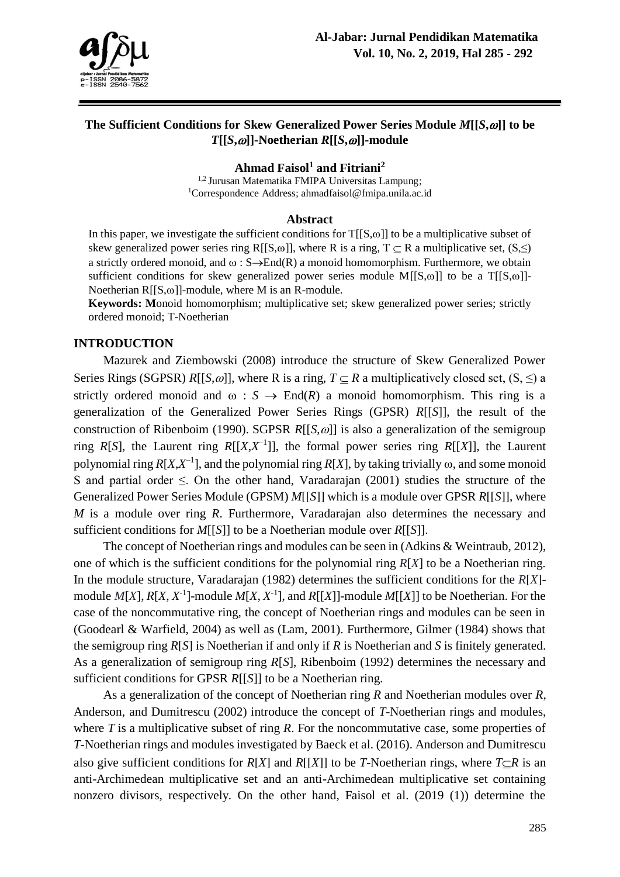# The Sufficient Conditions for Skew Generalized Power Series Module $M[[S,\omega]]$ to be $T[[S,\omega]]$-Noetherian $R[[S,\omega]]$-module

**Ahmad Faisol[1] and Fitriani[2]**

[1,2] Jurusan Matematika FMIPA Universitas Lampung;
[1] Correspondence Address; ahmadfaisol@fmipa.unila.ac.id

## Abstract

In this paper, we investigate the sufficient conditions for $T[[S,\omega]]$ to be a multiplicative subset of skew generalized power series ring $R[[S,\omega]]$, where R is a ring, $T \subseteq R$ a multiplicative set, $(S,\leq)$ a strictly ordered monoid, and $\omega : S \rightarrow End(R)$ a monoid homomorphism. Furthermore, we obtain sufficient conditions for skew generalized power series module $M[[S,\omega]]$ to be a $T[[S,\omega]]$-Noetherian $R[[S,\omega]]$-module, where M is an R-module.

**Keywords:** **M**onoid homomorphism; multiplicative set; skew generalized power series; strictly ordered monoid; T-Noetherian

## INTRODUCTION

Mazurek and Ziembowski (2008) introduce the structure of Skew Generalized Power Series Rings (SGPSR) $R[[S,\omega]]$, where R is a ring, $T \subseteq R$ a multiplicatively closed set, $(S, \leq)$ a strictly ordered monoid and $\omega : S \rightarrow \text{End}(R)$ a monoid homomorphism. This ring is a generalization of the Generalized Power Series Rings (GPSR) $R[[S]]$, the result of the construction of Ribenboim (1990). SGPSR $R[[S,\omega]]$ is also a generalization of the semigroup ring $R[S]$, the Laurent ring $R[[X,X^{-1}]]$, the formal power series ring $R[[X]]$, the Laurent polynomial ring $R[X,X^{-1}]$, and the polynomial ring $R[X]$, by taking trivially $\omega$, and some monoid S and partial order $\leq$. On the other hand, Varadarajan (2001) studies the structure of the Generalized Power Series Module (GPSM) $M[[S]]$ which is a module over GPSR $R[[S]]$, where $M$ is a module over ring $R$. Furthermore, Varadarajan also determines the necessary and sufficient conditions for $M[[S]]$ to be a Noetherian module over $R[[S]]$.

The concept of Noetherian rings and modules can be seen in (Adkins & Weintraub, 2012), one of which is the sufficient conditions for the polynomial ring $R[X]$ to be a Noetherian ring. In the module structure, Varadarajan (1982) determines the sufficient conditions for the $R[X]$-module $M[X]$, $R[X, X^{-1}]$-module $M[X, X^{-1}]$, and $R[[X]]$-module $M[[X]]$ to be Noetherian. For the case of the noncommutative ring, the concept of Noetherian rings and modules can be seen in (Goodearl & Warfield, 2004) as well as (Lam, 2001). Furthermore, Gilmer (1984) shows that the semigroup ring $R[S]$ is Noetherian if and only if $R$ is Noetherian and $S$ is finitely generated. As a generalization of semigroup ring $R[S]$, Ribenboim (1992) determines the necessary and sufficient conditions for GPSR $R[[S]]$ to be a Noetherian ring.

As a generalization of the concept of Noetherian ring $R$ and Noetherian modules over $R$, Anderson, and Dumitrescu (2002) introduce the concept of $T$-Noetherian rings and modules, where $T$ is a multiplicative subset of ring $R$. For the noncommutative case, some properties of $T$-Noetherian rings and modules investigated by Baeck et al. (2016). Anderson and Dumitrescu also give sufficient conditions for $R[X]$ and $R[[X]]$ to be $T$-Noetherian rings, where $T \subseteq R$ is an anti-Archimedean multiplicative set and an anti-Archimedean multiplicative set containing nonzero divisors, respectively. On the other hand, Faisol et al. (2019 (1)) determine the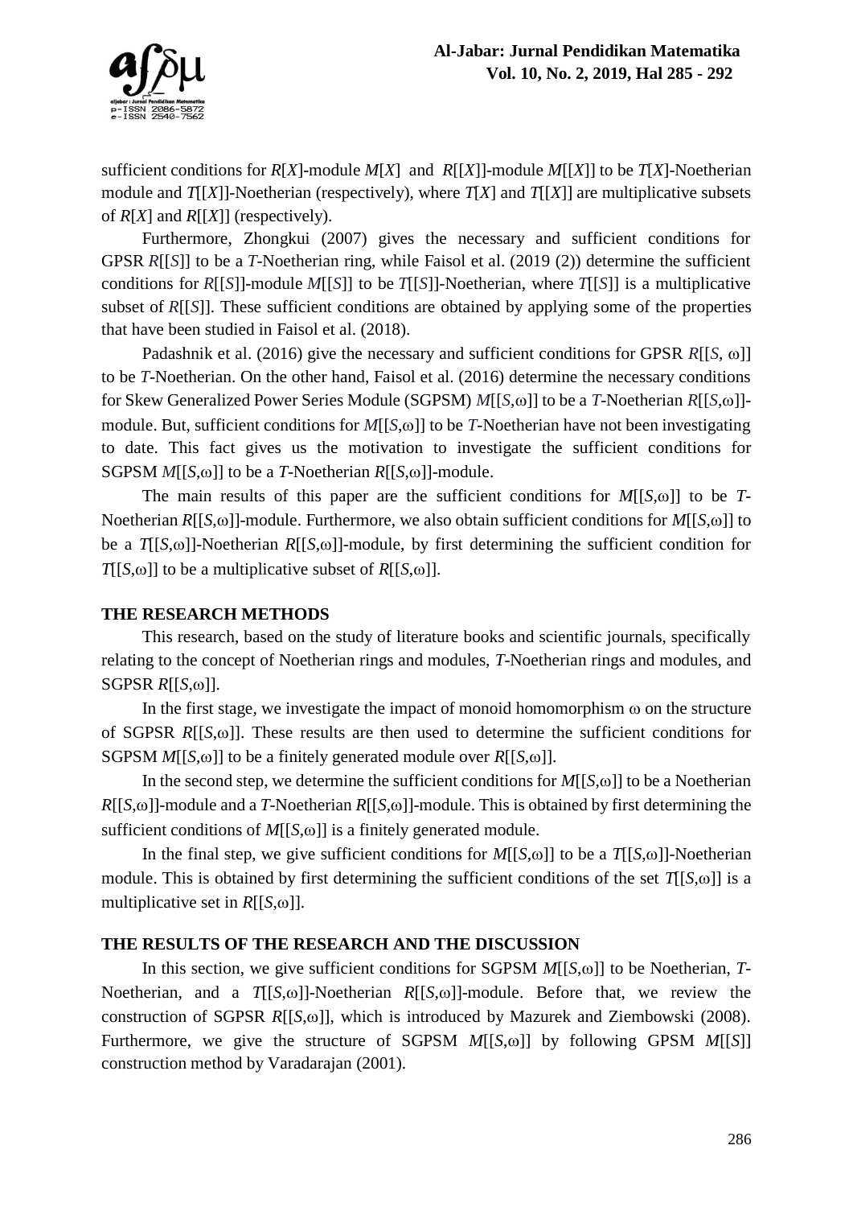sufficient conditions for $R[X]$-module $M[X]$ and $R[[X]]$-module $M[[X]]$ to be $T[X]$-Noetherian module and $T[[X]]$-Noetherian (respectively), where $T[X]$ and $T[[X]]$ are multiplicative subsets of $R[X]$ and $R[[X]]$ (respectively).

Furthermore, Zhongkui (2007) gives the necessary and sufficient conditions for GPSR $R[[S]]$ to be a $T$-Noetherian ring, while Faisol et al. (2019 (2)) determine the sufficient conditions for $R[[S]]$-module $M[[S]]$ to be $T[[S]]$-Noetherian, where $T[[S]]$ is a multiplicative subset of $R[[S]]$. These sufficient conditions are obtained by applying some of the properties that have been studied in Faisol et al. (2018).

Padashnik et al. (2016) give the necessary and sufficient conditions for GPSR $R[[S, \omega]]$ to be $T$-Noetherian. On the other hand, Faisol et al. (2016) determine the necessary conditions for Skew Generalized Power Series Module (SGPSM) $M[[S,\omega]]$ to be a $T$-Noetherian $R[[S,\omega]]$-module. But, sufficient conditions for $M[[S,\omega]]$ to be $T$-Noetherian have not been investigating to date. This fact gives us the motivation to investigate the sufficient conditions for SGPSM $M[[S,\omega]]$ to be a $T$-Noetherian $R[[S,\omega]]$-module.

The main results of this paper are the sufficient conditions for $M[[S,\omega]]$ to be $T$-Noetherian $R[[S,\omega]]$-module. Furthermore, we also obtain sufficient conditions for $M[[S,\omega]]$ to be a $T[[S,\omega]]$-Noetherian $R[[S,\omega]]$-module, by first determining the sufficient condition for $T[[S,\omega]]$ to be a multiplicative subset of $R[[S,\omega]]$.

## THE RESEARCH METHODS

This research, based on the study of literature books and scientific journals, specifically relating to the concept of Noetherian rings and modules, $T$-Noetherian rings and modules, and SGPSR $R[[S,\omega]]$.

In the first stage, we investigate the impact of monoid homomorphism $\omega$ on the structure of SGPSR $R[[S,\omega]]$. These results are then used to determine the sufficient conditions for SGPSM $M[[S,\omega]]$ to be a finitely generated module over $R[[S,\omega]]$.

In the second step, we determine the sufficient conditions for $M[[S,\omega]]$ to be a Noetherian $R[[S,\omega]]$-module and a $T$-Noetherian $R[[S,\omega]]$-module. This is obtained by first determining the sufficient conditions of $M[[S,\omega]]$ is a finitely generated module.

In the final step, we give sufficient conditions for $M[[S,\omega]]$ to be a $T[[S,\omega]]$-Noetherian module. This is obtained by first determining the sufficient conditions of the set $T[[S,\omega]]$ is a multiplicative set in $R[[S,\omega]]$.

## THE RESULTS OF THE RESEARCH AND THE DISCUSSION

In this section, we give sufficient conditions for SGPSM $M[[S,\omega]]$ to be Noetherian, $T$-Noetherian, and a $T[[S,\omega]]$-Noetherian $R[[S,\omega]]$-module. Before that, we review the construction of SGPSR $R[[S,\omega]]$, which is introduced by Mazurek and Ziembowski (2008). Furthermore, we give the structure of SGPSM $M[[S,\omega]]$ by following GPSM $M[[S]]$ construction method by Varadarajan (2001).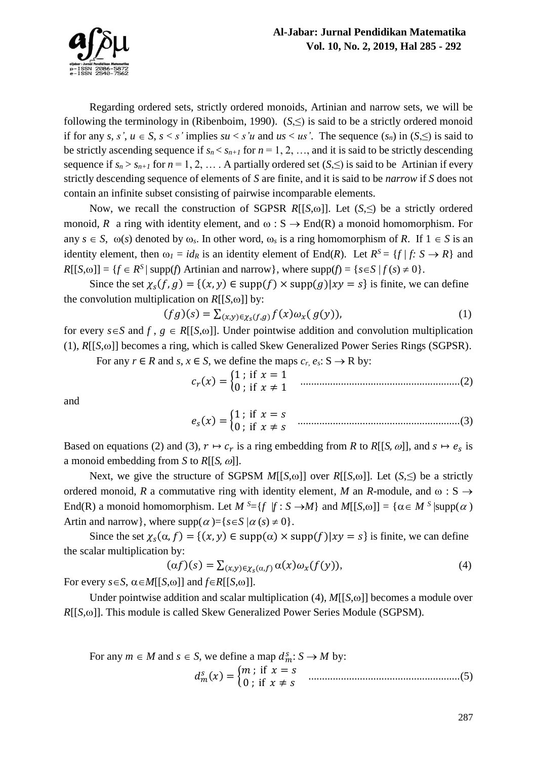Regarding ordered sets, strictly ordered monoids, Artinian and narrow sets, we will be following the terminology in (Ribenboim, 1990). $(S,\leq)$ is said to be a strictly ordered monoid if for any $s, s', u \in S$, $s < s'$ implies $su < s'u$ and $us < us'$. The sequence $(s_n)$ in $(S,\leq)$ is said to be strictly ascending sequence if $s_n < s_{n+1}$ for $n = 1, 2, \ldots$, and it is said to be strictly descending sequence if $s_n > s_{n+1}$ for $n = 1, 2, \ldots$ . A partially ordered set $(S,\leq)$ is said to be Artinian if every strictly descending sequence of elements of $S$ are finite, and it is said to be *narrow* if $S$ does not contain an infinite subset consisting of pairwise incomparable elements.

Now, we recall the construction of SGPSR $R[[S,\omega]]$. Let $(S,\leq)$ be a strictly ordered monoid, $R$ a ring with identity element, and $\omega : S \rightarrow \text{End}(R)$ a monoid homomorphism. For any $s \in S$, $\omega(s)$ denoted by $\omega_s$. In other word, $\omega_s$ is a ring homomorphism of $R$. If $1 \in S$ is an identity element, then $\omega_1 = id_R$ is an identity element of End($R$). Let $R^S = \{f \mid f: S \rightarrow R\}$ and $R[[S,\omega]] = \{f \in R^S \mid \text{supp}(f) \text{ Artinian and narrow}\}$, where $\text{supp}(f) = \{s \in S \mid f(s) \neq 0\}$.

Since the set $\chi_s(f,g) = \{(x,y) \in \text{supp}(f) \times \text{supp}(g) | xy = s\}$ is finite, we can define the convolution multiplication on $R[[S,\omega]]$ by:

$$(fg)(s) = \sum_{(x,y)\in\chi_s(f,g)} f(x)\omega_x(g(y)), \tag{1}$$

for every $s \in S$ and $f, g \in R[[S,\omega]]$. Under pointwise addition and convolution multiplication (1), $R[[S,\omega]]$ becomes a ring, which is called Skew Generalized Power Series Rings (SGPSR).

For any $r \in R$ and $s, x \in S$, we define the maps $c_r, e_s$: $S \rightarrow R$ by:

$$c_r(x) = \begin{cases} 1 \text{ ; if } x = 1 \\ 0 \text{ ; if } x \neq 1 \end{cases} \quad \text{..........................................................(2)}$$

and

$$e_s(x) = \begin{cases} 1 \text{ ; if } x = s \\ 0 \text{ ; if } x \neq s \end{cases} \quad \text{...........................................................(3)}$$

Based on equations (2) and (3), $r \mapsto c_r$ is a ring embedding from $R$ to $R[[S, \omega]]$, and $s \mapsto e_s$ is a monoid embedding from $S$ to $R[[S, \omega]]$.

Next, we give the structure of SGPSM $M[[S,\omega]]$ over $R[[S,\omega]]$. Let $(S,\leq)$ be a strictly ordered monoid, $R$ a commutative ring with identity element, $M$ an $R$-module, and $\omega : S \rightarrow \text{End}(R)$ a monoid homomorphism. Let $M^S = \{f \mid f : S \rightarrow M\}$ and $M[[S,\omega]] = \{\alpha \in M^S \mid \text{supp}(\alpha) \text{ Artin and narrow}\}$, where $\text{supp}(\alpha) = \{s \in S \mid \alpha(s) \neq 0\}$.

Since the set $\chi_s(\alpha, f) = \{(x,y) \in \text{supp}(\alpha) \times \text{supp}(f) | xy = s\}$ is finite, we can define the scalar multiplication by:

$$(\alpha f)(s) = \sum_{(x,y)\in\chi_s(\alpha,f)} \alpha(x)\omega_x(f(y)), \tag{4}$$

For every $s \in S$, $\alpha \in M[[S,\omega]]$ and $f \in R[[S,\omega]]$.

Under pointwise addition and scalar multiplication (4), $M[[S,\omega]]$ becomes a module over $R[[S,\omega]]$. This module is called Skew Generalized Power Series Module (SGPSM).

For any $m \in M$ and $s \in S$, we define a map $d_m^s: S \rightarrow M$ by:

$$d_m^s(x) = \begin{cases} m \text{ ; if } x = s \\ 0 \text{ ; if } x \neq s \end{cases} \quad \text{.......................................................(5)}$$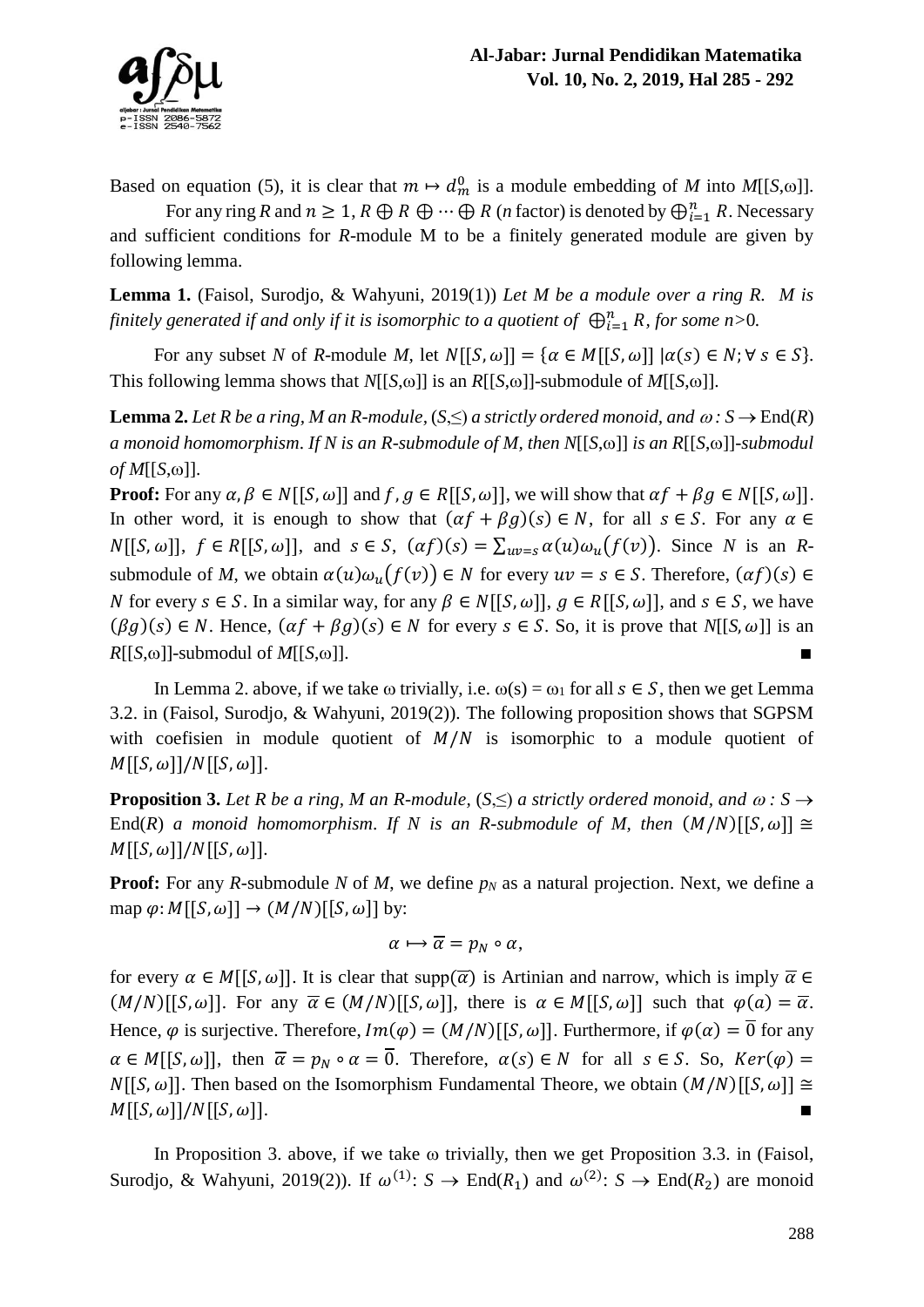Based on equation (5), it is clear that $m \mapsto d_m^0$ is a module embedding of *M* into *M*[[*S*,ω]].

For any ring $R$ and $n \geq 1$, $R \oplus R \oplus \cdots \oplus R$ ($n$ factor) is denoted by $\bigoplus_{i=1}^{n} R$. Necessary and sufficient conditions for *R*-module M to be a finitely generated module are given by following lemma.

**Lemma 1.** (Faisol, Surodjo, & Wahyuni, 2019(1)) *Let M be a module over a ring R. M is finitely generated if and only if it is isomorphic to a quotient of* $\bigoplus_{i=1}^{n} R$, *for some n>*0*.*

For any subset *N* of *R*-module *M*, let $N[[S,\omega]] = \{\alpha \in M[[S,\omega]] \,|\alpha(s) \in N; \forall\, s \in S\}$. This following lemma shows that *N*[[*S*,ω]] is an *R*[[*S*,ω]]-submodule of *M*[[*S*,ω]].

**Lemma 2.** *Let R be a ring, M an R-module,* (*S*,≤) *a strictly ordered monoid, and* $\omega : S \to \mathrm{End}(R)$ *a monoid homomorphism. If N is an R-submodule of M, then N*[[*S*,ω]] *is an R*[[*S*,ω]]*-submodul of M*[[*S*,ω]].

**Proof:** For any $\alpha, \beta \in N[[S,\omega]]$ and $f, g \in R[[S,\omega]]$, we will show that $\alpha f + \beta g \in N[[S,\omega]]$. In other word, it is enough to show that $(\alpha f + \beta g)(s) \in N$, for all $s \in S$. For any $\alpha \in N[[S,\omega]]$, $f \in R[[S,\omega]]$, and $s \in S$, $(\alpha f)(s) = \sum_{uv=s} \alpha(u)\omega_u\big(f(v)\big)$. Since *N* is an *R*-submodule of *M*, we obtain $\alpha(u)\omega_u\big(f(v)\big) \in N$ for every $uv = s \in S$. Therefore, $(\alpha f)(s) \in N$ for every $s \in S$. In a similar way, for any $\beta \in N[[S,\omega]]$, $g \in R[[S,\omega]]$, and $s \in S$, we have $(\beta g)(s) \in N$. Hence, $(\alpha f + \beta g)(s) \in N$ for every $s \in S$. So, it is prove that $N[[S,\omega]]$ is an *R*[[*S*,ω]]-submodul of *M*[[*S*,ω]]. ■

In Lemma 2. above, if we take ω trivially, i.e. ω(s) = $\omega_1$ for all $s \in S$, then we get Lemma 3.2. in (Faisol, Surodjo, & Wahyuni, 2019(2)). The following proposition shows that SGPSM with coefisien in module quotient of $M/N$ is isomorphic to a module quotient of $M[[S,\omega]]/N[[S,\omega]]$.

**Proposition 3.** *Let R be a ring, M an R-module,* (*S*,≤) *a strictly ordered monoid, and* $\omega : S \to \mathrm{End}(R)$ *a monoid homomorphism. If N is an R-submodule of M, then* $(M/N)[[S,\omega]] \cong M[[S,\omega]]/N[[S,\omega]]$.

**Proof:** For any *R*-submodule *N* of *M*, we define $p_N$ as a natural projection. Next, we define a map $\varphi: M[[S,\omega]] \to (M/N)[[S,\omega]]$ by:

$$\alpha \mapsto \overline{\alpha} = p_N \circ \alpha,$$

for every $\alpha \in M[[S,\omega]]$. It is clear that supp($\overline{\alpha}$) is Artinian and narrow, which is imply $\overline{\alpha} \in (M/N)[[S,\omega]]$. For any $\overline{\alpha} \in (M/N)[[S,\omega]]$, there is $\alpha \in M[[S,\omega]]$ such that $\varphi(a) = \overline{\alpha}$. Hence, $\varphi$ is surjective. Therefore, $Im(\varphi) = (M/N)[[S,\omega]]$. Furthermore, if $\varphi(\alpha) = \overline{0}$ for any $\alpha \in M[[S,\omega]]$, then $\overline{\alpha} = p_N \circ \alpha = \overline{0}$. Therefore, $\alpha(s) \in N$ for all $s \in S$. So, $Ker(\varphi) = N[[S,\omega]]$. Then based on the Isomorphism Fundamental Theore, we obtain $(M/N)[[S,\omega]] \cong M[[S,\omega]]/N[[S,\omega]]$. ■

In Proposition 3. above, if we take ω trivially, then we get Proposition 3.3. in (Faisol, Surodjo, & Wahyuni, 2019(2)). If $\omega^{(1)}: S \to \mathrm{End}(R_1)$ and $\omega^{(2)}: S \to \mathrm{End}(R_2)$ are monoid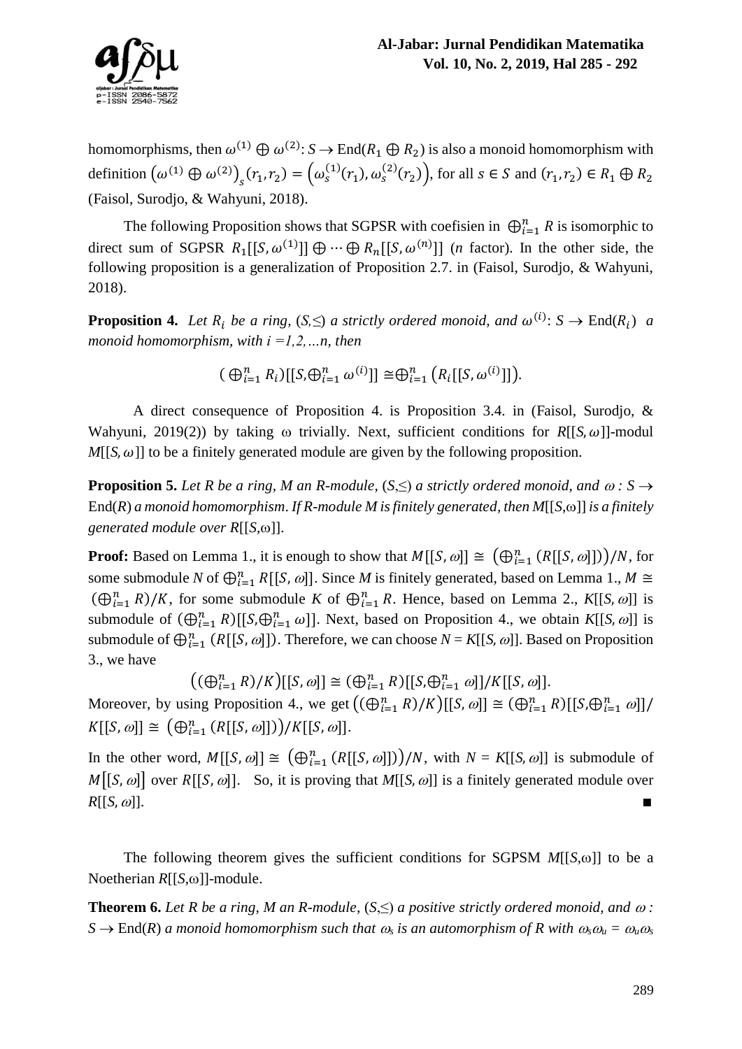homomorphisms, then $\omega^{(1)} \oplus \omega^{(2)}: S \to \text{End}(R_1 \oplus R_2)$ is also a monoid homomorphism with definition $\left(\omega^{(1)} \oplus \omega^{(2)}\right)_s(r_1, r_2) = \left(\omega_s^{(1)}(r_1), \omega_s^{(2)}(r_2)\right)$, for all $s \in S$ and $(r_1, r_2) \in R_1 \oplus R_2$ (Faisol, Surodjo, & Wahyuni, 2018).

The following Proposition shows that SGPSR with coefisien in $\bigoplus_{i=1}^{n} R$ is isomorphic to direct sum of SGPSR $R_1[[S, \omega^{(1)}]] \oplus \cdots \oplus R_n[[S, \omega^{(n)}]]$ ($n$ factor). In the other side, the following proposition is a generalization of Proposition 2.7. in (Faisol, Surodjo, & Wahyuni, 2018).

**Proposition 4.** *Let $R_i$ be a ring, $(S,\leq)$ a strictly ordered monoid, and $\omega^{(i)}: S \to \text{End}(R_i)$ a monoid homomorphism, with $i = 1,2,\ldots n$, then*

$$\left(\bigoplus_{i=1}^{n} R_i\right)[[S, \bigoplus_{i=1}^{n} \omega^{(i)}]] \cong \bigoplus_{i=1}^{n} \left(R_i[[S, \omega^{(i)}]]\right).$$

A direct consequence of Proposition 4. is Proposition 3.4. in (Faisol, Surodjo, & Wahyuni, 2019(2)) by taking $\omega$ trivially. Next, sufficient conditions for $R[[S, \omega]]$-modul $M[[S, \omega]]$ to be a finitely generated module are given by the following proposition.

**Proposition 5.** *Let R be a ring, M an R-module, $(S,\leq)$ a strictly ordered monoid, and $\omega : S \to \text{End}(R)$ a monoid homomorphism. If R-module M is finitely generated, then $M[[S,\omega]]$ is a finitely generated module over $R[[S,\omega]]$.*

**Proof:** Based on Lemma 1., it is enough to show that $M[[S, \omega]] \cong \left(\bigoplus_{i=1}^{n} (R[[S, \omega]])\right)/N$, for some submodule $N$ of $\bigoplus_{i=1}^{n} R[[S, \omega]]$. Since $M$ is finitely generated, based on Lemma 1., $M \cong \left(\bigoplus_{i=1}^{n} R\right)/K$, for some submodule $K$ of $\bigoplus_{i=1}^{n} R$. Hence, based on Lemma 2., $K[[S, \omega]]$ is submodule of $\left(\bigoplus_{i=1}^{n} R\right)[[S, \bigoplus_{i=1}^{n} \omega]]$. Next, based on Proposition 4., we obtain $K[[S, \omega]]$ is submodule of $\bigoplus_{i=1}^{n} (R[[S, \omega]])$. Therefore, we can choose $N = K[[S, \omega]]$. Based on Proposition 3., we have

$$\left(\left(\bigoplus_{i=1}^{n} R\right)/K\right)[[S, \omega]] \cong \left(\bigoplus_{i=1}^{n} R\right)[[S, \bigoplus_{i=1}^{n} \omega]]/K[[S, \omega]].$$

Moreover, by using Proposition 4., we get $\left(\left(\bigoplus_{i=1}^{n} R\right)/K\right)[[S, \omega]] \cong \left(\bigoplus_{i=1}^{n} R\right)[[S, \bigoplus_{i=1}^{n} \omega]]/K[[S, \omega]] \cong \left(\bigoplus_{i=1}^{n} (R[[S, \omega]])\right)/K[[S, \omega]]$.

In the other word, $M[[S, \omega]] \cong \left(\bigoplus_{i=1}^{n} (R[[S, \omega]])\right)/N$, with $N = K[[S, \omega]]$ is submodule of $M[[S, \omega]]$ over $R[[S, \omega]]$. So, it is proving that $M[[S, \omega]]$ is a finitely generated module over $R[[S, \omega]]$. ■

The following theorem gives the sufficient conditions for SGPSM $M[[S,\omega]]$ to be a Noetherian $R[[S,\omega]]$-module.

**Theorem 6.** *Let R be a ring, M an R-module, $(S,\leq)$ a positive strictly ordered monoid, and $\omega : S \to \text{End}(R)$ a monoid homomorphism such that $\omega_s$ is an automorphism of R with $\omega_s\omega_u = \omega_u\omega_s$*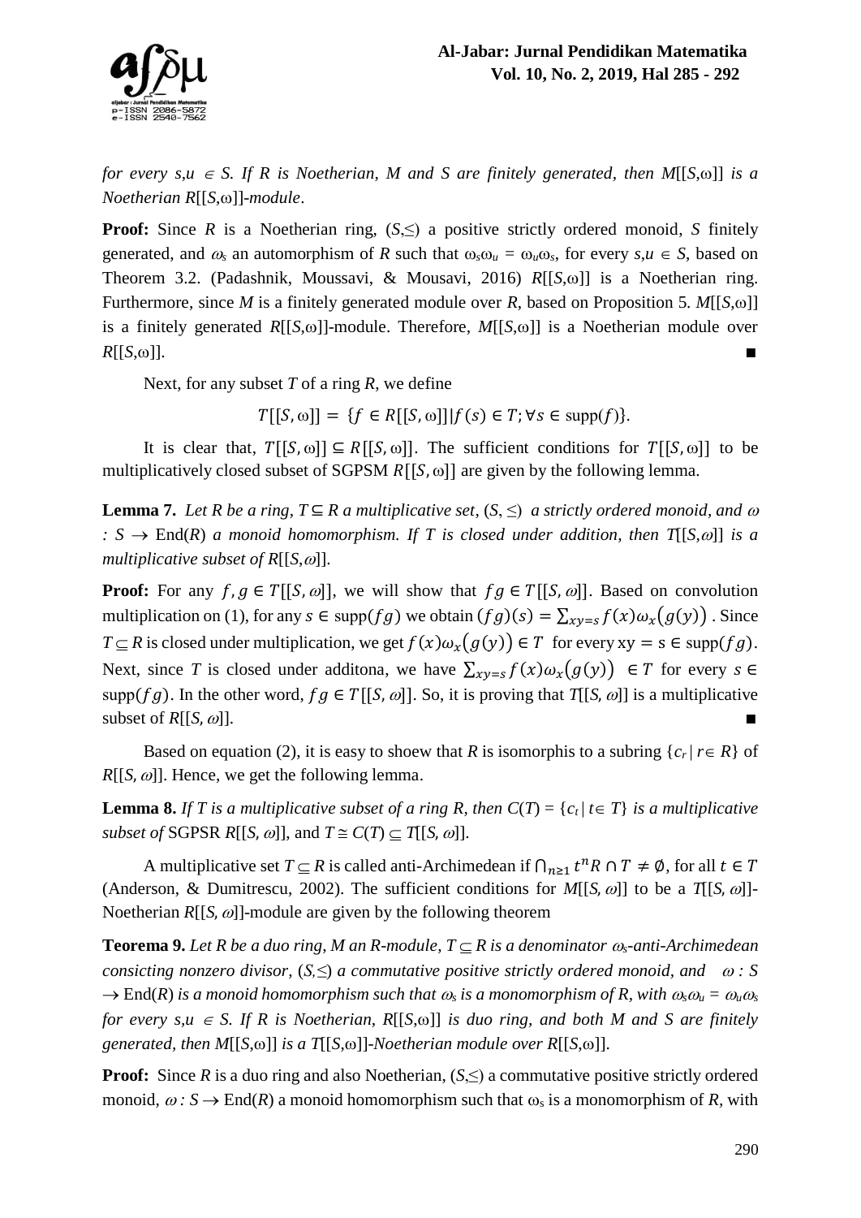*for every $s,u \in S$. If R is Noetherian, M and S are finitely generated, then $M[[S,\omega]]$ is a Noetherian $R[[S,\omega]]$-module*.

**Proof:** Since $R$ is a Noetherian ring, $(S,\leq)$ a positive strictly ordered monoid, $S$ finitely generated, and $\omega_s$ an automorphism of $R$ such that $\omega_s\omega_u = \omega_u\omega_s$, for every $s,u \in S$, based on Theorem 3.2. (Padashnik, Moussavi, & Mousavi, 2016) $R[[S,\omega]]$ is a Noetherian ring. Furthermore, since $M$ is a finitely generated module over $R$, based on Proposition 5. $M[[S,\omega]]$ is a finitely generated $R[[S,\omega]]$-module. Therefore, $M[[S,\omega]]$ is a Noetherian module over $R[[S,\omega]]$. ■

Next, for any subset $T$ of a ring $R$, we define

$$T[[S,\omega]] = \{f \in R[[S,\omega]] | f(s) \in T; \forall s \in \text{supp}(f)\}.$$

It is clear that, $T[[S,\omega]] \subseteq R[[S,\omega]]$. The sufficient conditions for $T[[S,\omega]]$ to be multiplicatively closed subset of SGPSM $R[[S,\omega]]$ are given by the following lemma.

**Lemma 7.** *Let R be a ring, $T \subseteq R$ a multiplicative set, $(S,\leq)$ a strictly ordered monoid, and $\omega : S \to \text{End}(R)$ a monoid homomorphism. If T is closed under addition, then $T[[S,\omega]]$ is a multiplicative subset of $R[[S,\omega]]$.*

**Proof:** For any $f, g \in T[[S,\omega]]$, we will show that $fg \in T[[S,\omega]]$. Based on convolution multiplication on (1), for any $s \in \text{supp}(fg)$ we obtain $(fg)(s) = \sum_{xy=s} f(x)\omega_x(g(y))$ . Since $T \subseteq R$ is closed under multiplication, we get $f(x)\omega_x(g(y)) \in T$ for every $xy = s \in \text{supp}(fg)$. Next, since $T$ is closed under additona, we have $\sum_{xy=s} f(x)\omega_x(g(y)) \in T$ for every $s \in \text{supp}(fg)$. In the other word, $fg \in T[[S,\omega]]$. So, it is proving that $T[[S,\omega]]$ is a multiplicative subset of $R[[S,\omega]]$. ■

Based on equation (2), it is easy to shoew that $R$ is isomorphis to a subring $\{c_r \mid r \in R\}$ of $R[[S,\omega]]$. Hence, we get the following lemma.

**Lemma 8.** *If T is a multiplicative subset of a ring R, then $C(T) = \{c_t \mid t \in T\}$ is a multiplicative subset of* SGPSR $R[[S,\omega]]$, and $T \cong C(T) \subseteq T[[S,\omega]]$.

A multiplicative set $T \subseteq R$ is called anti-Archimedean if $\bigcap_{n\geq 1} t^n R \cap T \neq \emptyset$, for all $t \in T$ (Anderson, & Dumitrescu, 2002). The sufficient conditions for $M[[S,\omega]]$ to be a $T[[S,\omega]]$-Noetherian $R[[S,\omega]]$-module are given by the following theorem

**Teorema 9.** *Let R be a duo ring, M an R-module, $T \subseteq R$ is a denominator $\omega_s$-anti-Archimedean consicting nonzero divisor, $(S,\leq)$ a commutative positive strictly ordered monoid, and $\omega : S \to \text{End}(R)$ is a monoid homomorphism such that $\omega_s$ is a monomorphism of R, with $\omega_s\omega_u = \omega_u\omega_s$ for every $s,u \in S$. If R is Noetherian, $R[[S,\omega]]$ is duo ring, and both M and S are finitely generated, then $M[[S,\omega]]$ is a $T[[S,\omega]]$-Noetherian module over $R[[S,\omega]]$.*

**Proof:** Since $R$ is a duo ring and also Noetherian, $(S,\leq)$ a commutative positive strictly ordered monoid, $\omega : S \to \text{End}(R)$ a monoid homomorphism such that $\omega_s$ is a monomorphism of $R$, with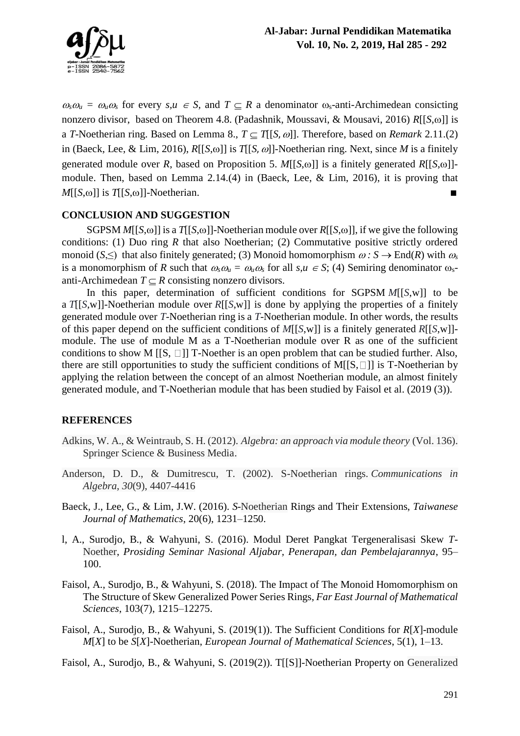$\omega_s\omega_u = \omega_u\omega_s$ for every $s,u \in S$, and $T \subseteq R$ a denominator $\omega_s$-anti-Archimedean consicting nonzero divisor, based on Theorem 4.8. (Padashnik, Moussavi, & Mousavi, 2016) $R[[S,\omega]]$ is a $T$-Noetherian ring. Based on Lemma 8., $T \subseteq T[[S, \omega]]$. Therefore, based on *Remark* 2.11.(2) in (Baeck, Lee, & Lim, 2016), $R[[S,\omega]]$ is $T[[S, \omega]]$-Noetherian ring. Next, since $M$ is a finitely generated module over $R$, based on Proposition 5. $M[[S,\omega]]$ is a finitely generated $R[[S,\omega]]$-module. Then, based on Lemma 2.14.(4) in (Baeck, Lee, & Lim, 2016), it is proving that $M[[S,\omega]]$ is $T[[S,\omega]]$-Noetherian. ■

## CONCLUSION AND SUGGESTION

SGPSM $M[[S,\omega]]$ is a $T[[S,\omega]]$-Noetherian module over $R[[S,\omega]]$, if we give the following conditions: (1) Duo ring $R$ that also Noetherian; (2) Commutative positive strictly ordered monoid $(S,\leq)$ that also finitely generated; (3) Monoid homomorphism $\omega : S \rightarrow \text{End}(R)$ with $\omega_s$ is a monomorphism of $R$ such that $\omega_s\omega_u = \omega_u\omega_s$ for all $s,u \in S$; (4) Semiring denominator $\omega_s$-anti-Archimedean $T \subseteq R$ consisting nonzero divisors.

In this paper, determination of sufficient conditions for SGPSM $M[[S,w]]$ to be a $T[[S,w]]$-Noetherian module over $R[[S,w]]$ is done by applying the properties of a finitely generated module over $T$-Noetherian ring is a $T$-Noetherian module. In other words, the results of this paper depend on the sufficient conditions of $M[[S,w]]$ is a finitely generated $R[[S,w]]$-module. The use of module M as a T-Noetherian module over R as one of the sufficient conditions to show M [[S, □]] T-Noether is an open problem that can be studied further. Also, there are still opportunities to study the sufficient conditions of M[[S,□]] is T-Noetherian by applying the relation between the concept of an almost Noetherian module, an almost finitely generated module, and T-Noetherian module that has been studied by Faisol et al. (2019 (3)).

## REFERENCES

Adkins, W. A., & Weintraub, S. H. (2012). *Algebra: an approach via module theory* (Vol. 136). Springer Science & Business Media.

Anderson, D. D., & Dumitrescu, T. (2002). S-Noetherian rings. *Communications in Algebra*, *30*(9), 4407-4416

Baeck, J., Lee, G., & Lim, J.W. (2016). *S*-Noetherian Rings and Their Extensions, *Taiwanese Journal of Mathematics*, 20(6), 1231–1250.

l, A., Surodjo, B., & Wahyuni, S. (2016). Modul Deret Pangkat Tergeneralisasi Skew *T*-Noether, *Prosiding Seminar Nasional Aljabar, Penerapan, dan Pembelajarannya*, 95–100.

Faisol, A., Surodjo, B., & Wahyuni, S. (2018). The Impact of The Monoid Homomorphism on The Structure of Skew Generalized Power Series Rings, *Far East Journal of Mathematical Sciences*, 103(7), 1215–12275.

Faisol, A., Surodjo, B., & Wahyuni, S. (2019(1)). The Sufficient Conditions for $R[X]$-module $M[X]$ to be $S[X]$-Noetherian, *European Journal of Mathematical Sciences*, 5(1), 1–13.

Faisol, A., Surodjo, B., & Wahyuni, S. (2019(2)). T[[S]]-Noetherian Property on Generalized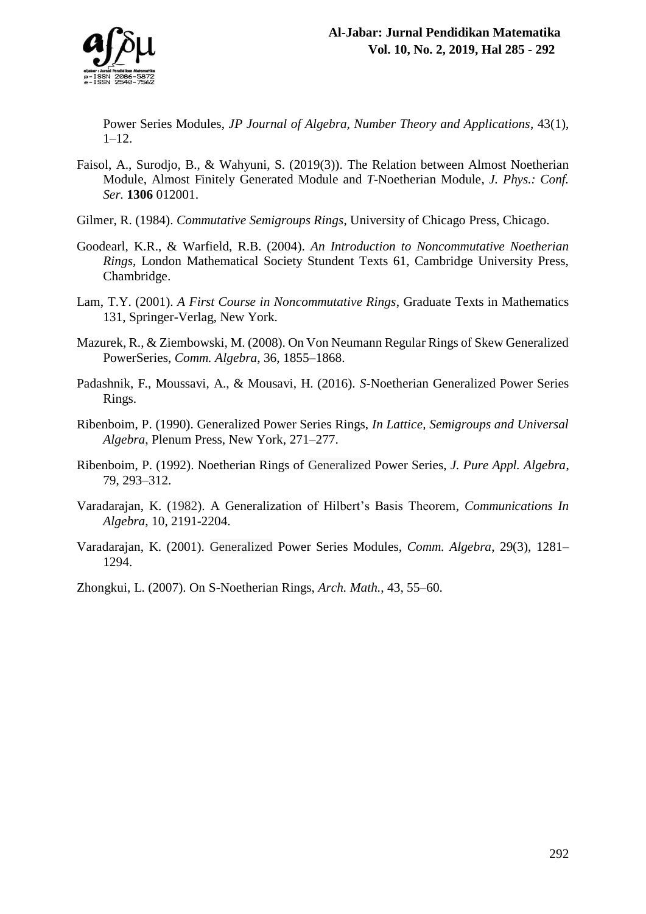Power Series Modules, *JP Journal of Algebra, Number Theory and Applications*, 43(1), 1–12.

Faisol, A., Surodjo, B., & Wahyuni, S. (2019(3)). The Relation between Almost Noetherian Module, Almost Finitely Generated Module and *T*-Noetherian Module, *J. Phys.: Conf. Ser.* **1306** 012001.

Gilmer, R. (1984). *Commutative Semigroups Rings*, University of Chicago Press, Chicago.

Goodearl, K.R., & Warfield, R.B. (2004). *An Introduction to Noncommutative Noetherian Rings*, London Mathematical Society Stundent Texts 61, Cambridge University Press, Chambridge.

Lam, T.Y. (2001). *A First Course in Noncommutative Rings*, Graduate Texts in Mathematics 131, Springer-Verlag, New York.

Mazurek, R., & Ziembowski, M. (2008). On Von Neumann Regular Rings of Skew Generalized PowerSeries, *Comm. Algebra*, 36, 1855–1868.

Padashnik, F., Moussavi, A., & Mousavi, H. (2016). *S*-Noetherian Generalized Power Series Rings.

Ribenboim, P. (1990). Generalized Power Series Rings, *In Lattice, Semigroups and Universal Algebra*, Plenum Press, New York, 271–277.

Ribenboim, P. (1992). Noetherian Rings of Generalized Power Series, *J. Pure Appl. Algebra*, 79, 293–312.

Varadarajan, K. (1982). A Generalization of Hilbert's Basis Theorem, *Communications In Algebra*, 10, 2191-2204.

Varadarajan, K. (2001). Generalized Power Series Modules, *Comm. Algebra*, 29(3), 1281–1294.

Zhongkui, L. (2007). On S-Noetherian Rings, *Arch. Math.*, 43, 55–60.